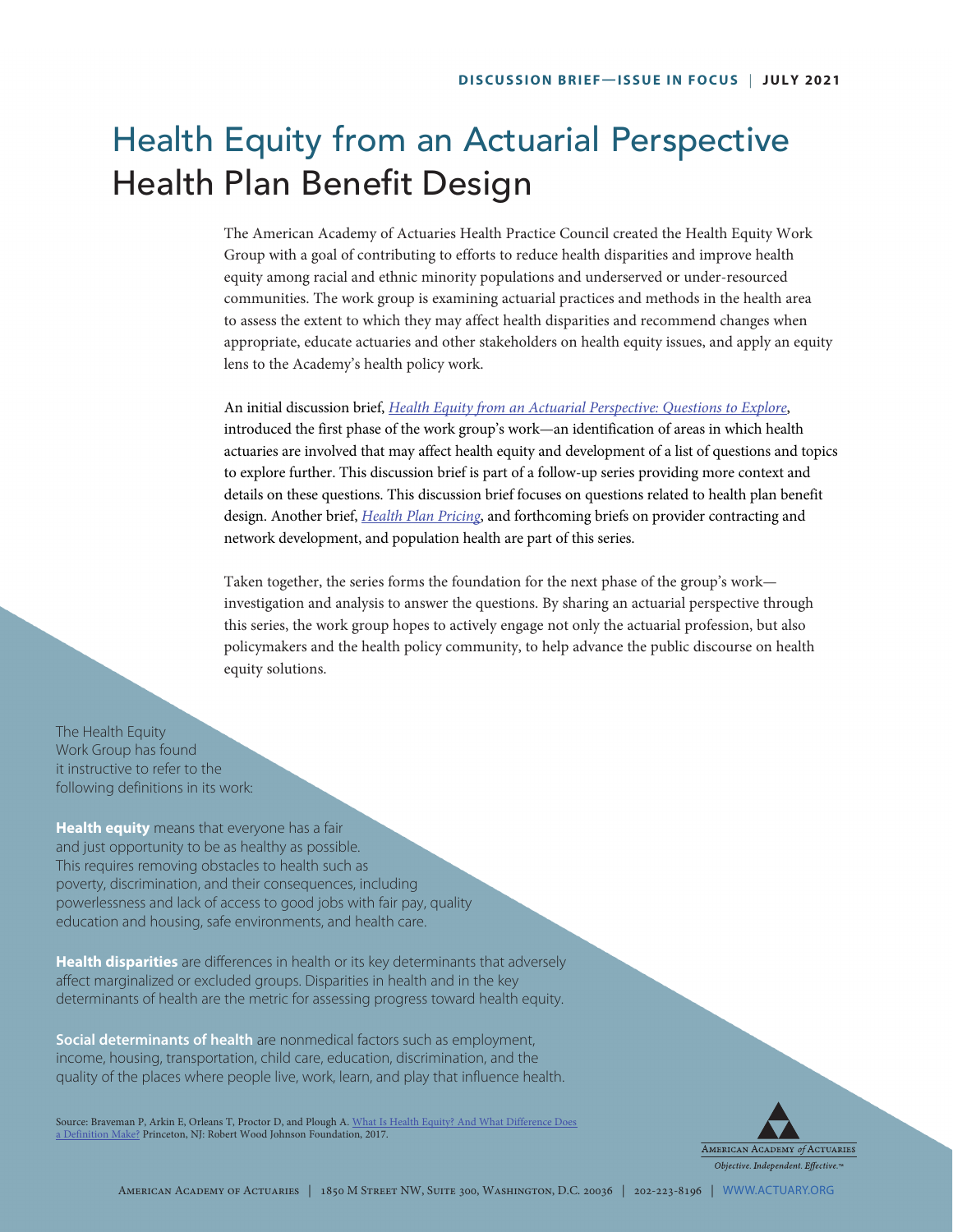DISCUSSION BRIEF—ISSUE IN FOCUS | JULY 2021

# Health Equity from an Actuarial Perspective
## Health Plan Benefit Design

The American Academy of Actuaries Health Practice Council created the Health Equity Work Group with a goal of contributing to efforts to reduce health disparities and improve health equity among racial and ethnic minority populations and underserved or under-resourced communities. The work group is examining actuarial practices and methods in the health area to assess the extent to which they may affect health disparities and recommend changes when appropriate, educate actuaries and other stakeholders on health equity issues, and apply an equity lens to the Academy's health policy work.

An initial discussion brief, *Health Equity from an Actuarial Perspective: Questions to Explore*, introduced the first phase of the work group's work—an identification of areas in which health actuaries are involved that may affect health equity and development of a list of questions and topics to explore further. This discussion brief is part of a follow-up series providing more context and details on these questions. This discussion brief focuses on questions related to health plan benefit design. Another brief, *Health Plan Pricing*, and forthcoming briefs on provider contracting and network development, and population health are part of this series.

Taken together, the series forms the foundation for the next phase of the group's work—investigation and analysis to answer the questions. By sharing an actuarial perspective through this series, the work group hopes to actively engage not only the actuarial profession, but also policymakers and the health policy community, to help advance the public discourse on health equity solutions.

The Health Equity Work Group has found it instructive to refer to the following definitions in its work:

**Health equity** means that everyone has a fair and just opportunity to be as healthy as possible. This requires removing obstacles to health such as poverty, discrimination, and their consequences, including powerlessness and lack of access to good jobs with fair pay, quality education and housing, safe environments, and health care.

**Health disparities** are differences in health or its key determinants that adversely affect marginalized or excluded groups. Disparities in health and in the key determinants of health are the metric for assessing progress toward health equity.

**Social determinants of health** are nonmedical factors such as employment, income, housing, transportation, child care, education, discrimination, and the quality of the places where people live, work, learn, and play that influence health.

Source: Braveman P, Arkin E, Orleans T, Proctor D, and Plough A. What Is Health Equity? And What Difference Does a Definition Make? Princeton, NJ: Robert Wood Johnson Foundation, 2017.

American Academy of Actuaries | 1850 M Street NW, Suite 300, Washington, D.C. 20036 | 202-223-8196 | WWW.ACTUARY.ORG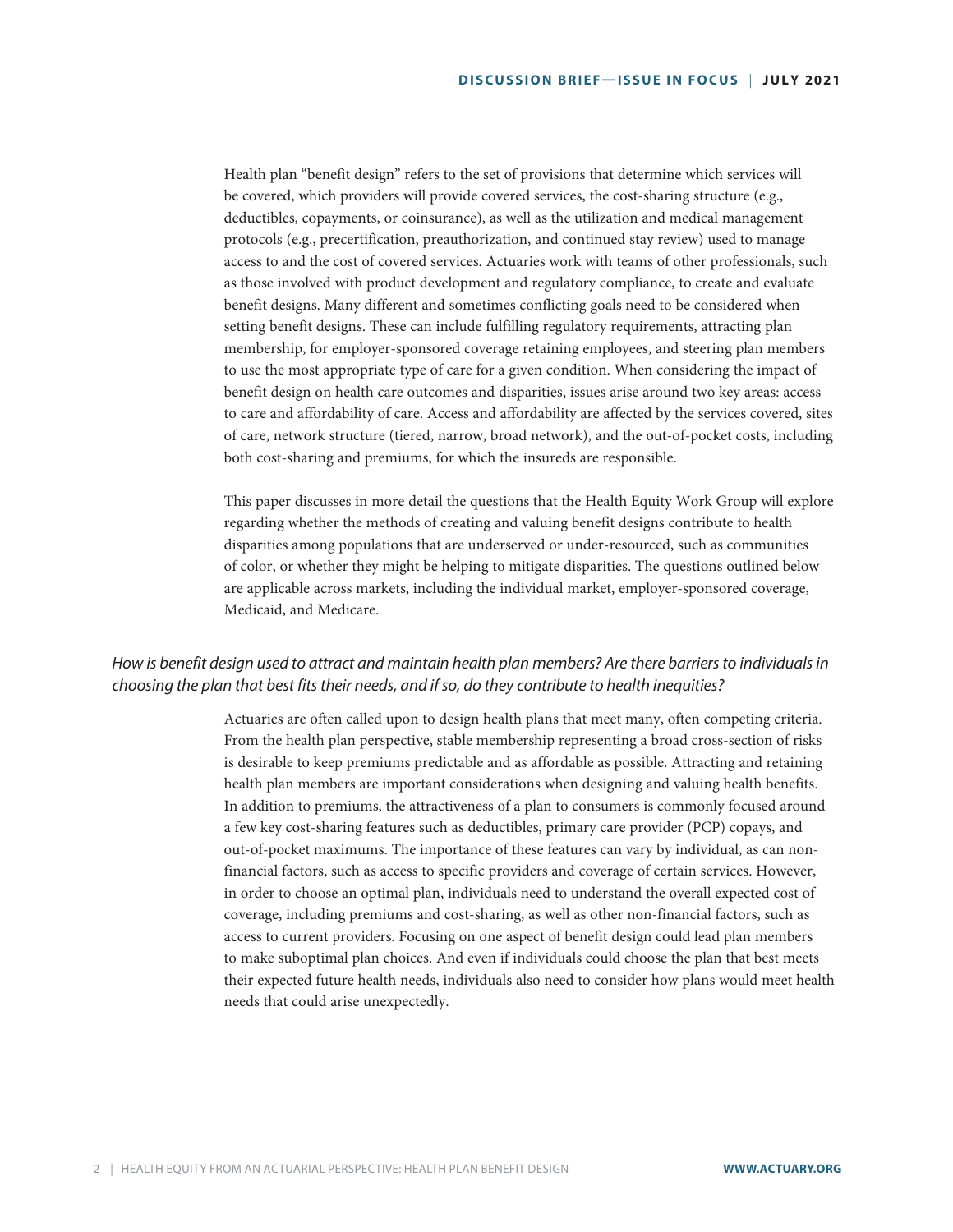Health plan "benefit design" refers to the set of provisions that determine which services will be covered, which providers will provide covered services, the cost-sharing structure (e.g., deductibles, copayments, or coinsurance), as well as the utilization and medical management protocols (e.g., precertification, preauthorization, and continued stay review) used to manage access to and the cost of covered services. Actuaries work with teams of other professionals, such as those involved with product development and regulatory compliance, to create and evaluate benefit designs. Many different and sometimes conflicting goals need to be considered when setting benefit designs. These can include fulfilling regulatory requirements, attracting plan membership, for employer-sponsored coverage retaining employees, and steering plan members to use the most appropriate type of care for a given condition. When considering the impact of benefit design on health care outcomes and disparities, issues arise around two key areas: access to care and affordability of care. Access and affordability are affected by the services covered, sites of care, network structure (tiered, narrow, broad network), and the out-of-pocket costs, including both cost-sharing and premiums, for which the insureds are responsible.

This paper discusses in more detail the questions that the Health Equity Work Group will explore regarding whether the methods of creating and valuing benefit designs contribute to health disparities among populations that are underserved or under-resourced, such as communities of color, or whether they might be helping to mitigate disparities. The questions outlined below are applicable across markets, including the individual market, employer-sponsored coverage, Medicaid, and Medicare.

### *How is benefit design used to attract and maintain health plan members? Are there barriers to individuals in choosing the plan that best fits their needs, and if so, do they contribute to health inequities?*

Actuaries are often called upon to design health plans that meet many, often competing criteria. From the health plan perspective, stable membership representing a broad cross-section of risks is desirable to keep premiums predictable and as affordable as possible. Attracting and retaining health plan members are important considerations when designing and valuing health benefits. In addition to premiums, the attractiveness of a plan to consumers is commonly focused around a few key cost-sharing features such as deductibles, primary care provider (PCP) copays, and out-of-pocket maximums. The importance of these features can vary by individual, as can non-financial factors, such as access to specific providers and coverage of certain services. However, in order to choose an optimal plan, individuals need to understand the overall expected cost of coverage, including premiums and cost-sharing, as well as other non-financial factors, such as access to current providers. Focusing on one aspect of benefit design could lead plan members to make suboptimal plan choices. And even if individuals could choose the plan that best meets their expected future health needs, individuals also need to consider how plans would meet health needs that could arise unexpectedly.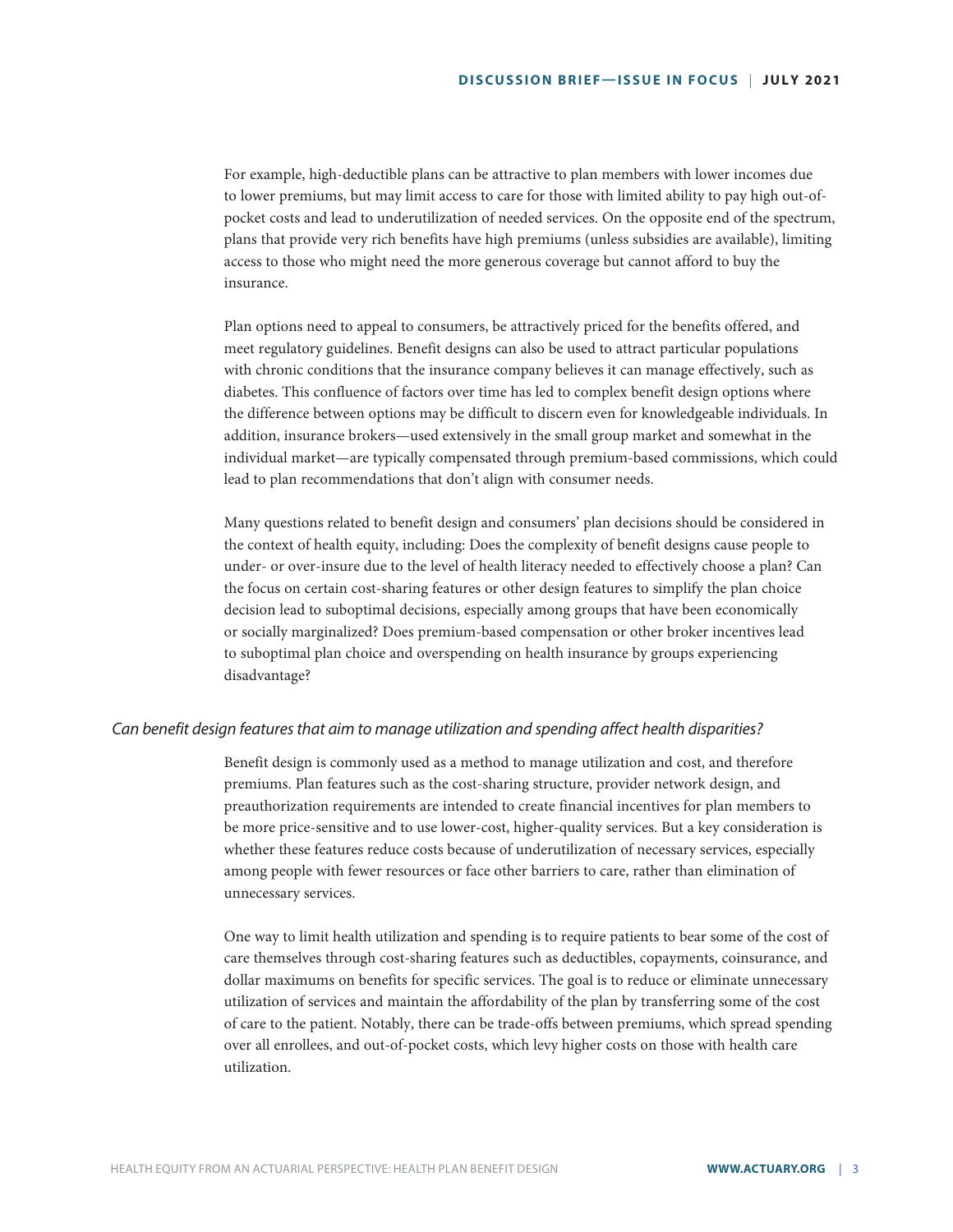For example, high-deductible plans can be attractive to plan members with lower incomes due to lower premiums, but may limit access to care for those with limited ability to pay high out-of-pocket costs and lead to underutilization of needed services. On the opposite end of the spectrum, plans that provide very rich benefits have high premiums (unless subsidies are available), limiting access to those who might need the more generous coverage but cannot afford to buy the insurance.

Plan options need to appeal to consumers, be attractively priced for the benefits offered, and meet regulatory guidelines. Benefit designs can also be used to attract particular populations with chronic conditions that the insurance company believes it can manage effectively, such as diabetes. This confluence of factors over time has led to complex benefit design options where the difference between options may be difficult to discern even for knowledgeable individuals. In addition, insurance brokers—used extensively in the small group market and somewhat in the individual market—are typically compensated through premium-based commissions, which could lead to plan recommendations that don't align with consumer needs.

Many questions related to benefit design and consumers' plan decisions should be considered in the context of health equity, including: Does the complexity of benefit designs cause people to under- or over-insure due to the level of health literacy needed to effectively choose a plan? Can the focus on certain cost-sharing features or other design features to simplify the plan choice decision lead to suboptimal decisions, especially among groups that have been economically or socially marginalized? Does premium-based compensation or other broker incentives lead to suboptimal plan choice and overspending on health insurance by groups experiencing disadvantage?

### *Can benefit design features that aim to manage utilization and spending affect health disparities?*

Benefit design is commonly used as a method to manage utilization and cost, and therefore premiums. Plan features such as the cost-sharing structure, provider network design, and preauthorization requirements are intended to create financial incentives for plan members to be more price-sensitive and to use lower-cost, higher-quality services. But a key consideration is whether these features reduce costs because of underutilization of necessary services, especially among people with fewer resources or face other barriers to care, rather than elimination of unnecessary services.

One way to limit health utilization and spending is to require patients to bear some of the cost of care themselves through cost-sharing features such as deductibles, copayments, coinsurance, and dollar maximums on benefits for specific services. The goal is to reduce or eliminate unnecessary utilization of services and maintain the affordability of the plan by transferring some of the cost of care to the patient. Notably, there can be trade-offs between premiums, which spread spending over all enrollees, and out-of-pocket costs, which levy higher costs on those with health care utilization.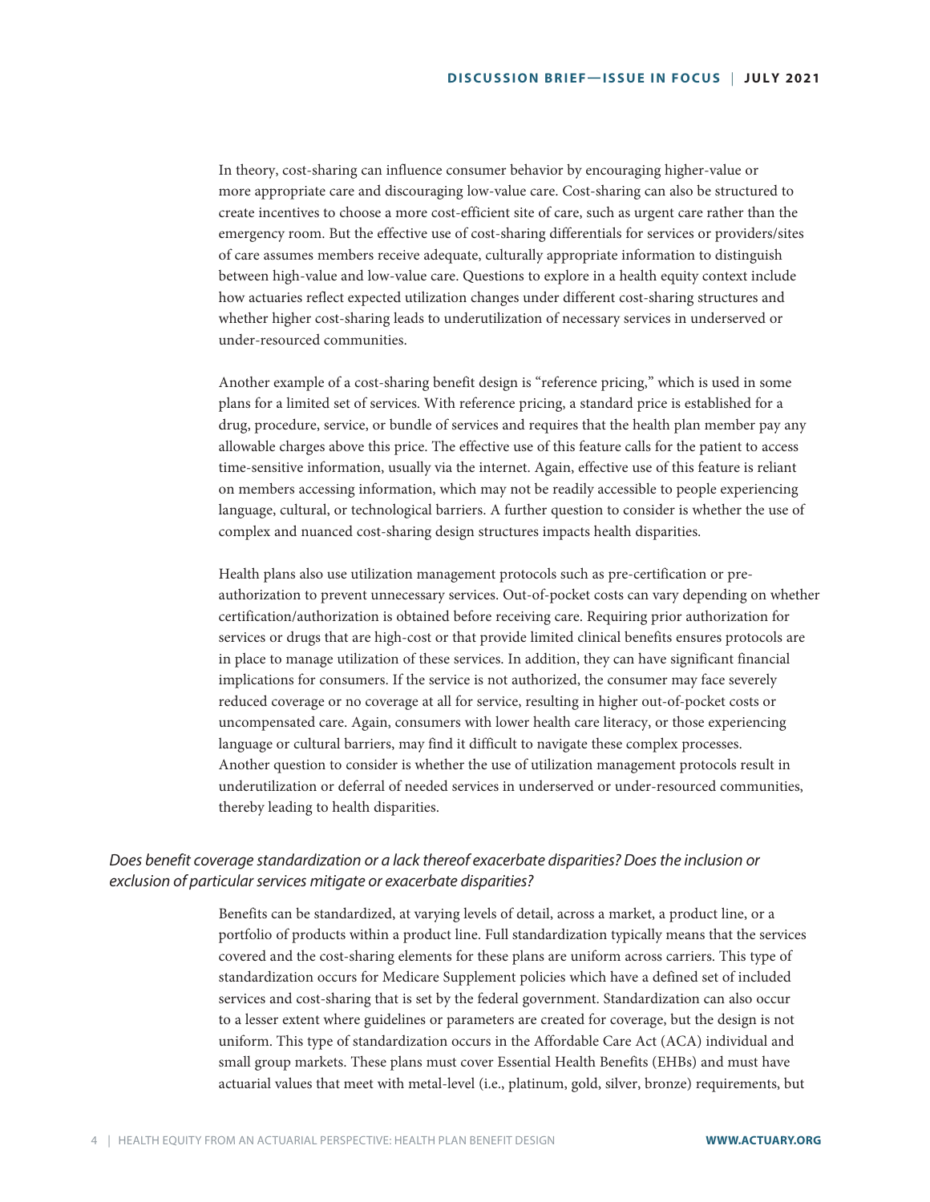In theory, cost-sharing can influence consumer behavior by encouraging higher-value or more appropriate care and discouraging low-value care. Cost-sharing can also be structured to create incentives to choose a more cost-efficient site of care, such as urgent care rather than the emergency room. But the effective use of cost-sharing differentials for services or providers/sites of care assumes members receive adequate, culturally appropriate information to distinguish between high-value and low-value care. Questions to explore in a health equity context include how actuaries reflect expected utilization changes under different cost-sharing structures and whether higher cost-sharing leads to underutilization of necessary services in underserved or under-resourced communities.

Another example of a cost-sharing benefit design is "reference pricing," which is used in some plans for a limited set of services. With reference pricing, a standard price is established for a drug, procedure, service, or bundle of services and requires that the health plan member pay any allowable charges above this price. The effective use of this feature calls for the patient to access time-sensitive information, usually via the internet. Again, effective use of this feature is reliant on members accessing information, which may not be readily accessible to people experiencing language, cultural, or technological barriers. A further question to consider is whether the use of complex and nuanced cost-sharing design structures impacts health disparities.

Health plans also use utilization management protocols such as pre-certification or pre-authorization to prevent unnecessary services. Out-of-pocket costs can vary depending on whether certification/authorization is obtained before receiving care. Requiring prior authorization for services or drugs that are high-cost or that provide limited clinical benefits ensures protocols are in place to manage utilization of these services. In addition, they can have significant financial implications for consumers. If the service is not authorized, the consumer may face severely reduced coverage or no coverage at all for service, resulting in higher out-of-pocket costs or uncompensated care. Again, consumers with lower health care literacy, or those experiencing language or cultural barriers, may find it difficult to navigate these complex processes. Another question to consider is whether the use of utilization management protocols result in underutilization or deferral of needed services in underserved or under-resourced communities, thereby leading to health disparities.

### *Does benefit coverage standardization or a lack thereof exacerbate disparities? Does the inclusion or exclusion of particular services mitigate or exacerbate disparities?*

Benefits can be standardized, at varying levels of detail, across a market, a product line, or a portfolio of products within a product line. Full standardization typically means that the services covered and the cost-sharing elements for these plans are uniform across carriers. This type of standardization occurs for Medicare Supplement policies which have a defined set of included services and cost-sharing that is set by the federal government. Standardization can also occur to a lesser extent where guidelines or parameters are created for coverage, but the design is not uniform. This type of standardization occurs in the Affordable Care Act (ACA) individual and small group markets. These plans must cover Essential Health Benefits (EHBs) and must have actuarial values that meet with metal-level (i.e., platinum, gold, silver, bronze) requirements, but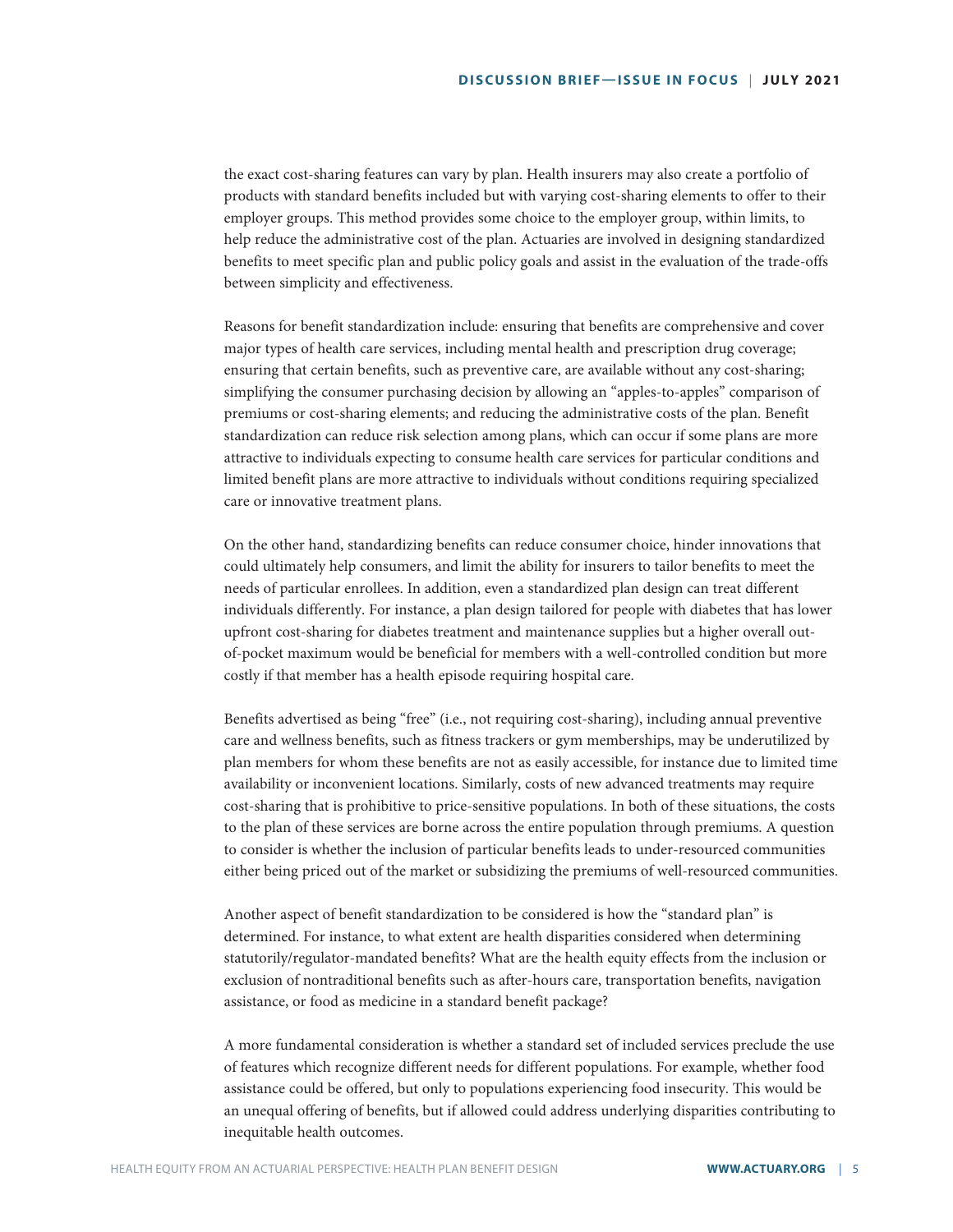the exact cost-sharing features can vary by plan. Health insurers may also create a portfolio of products with standard benefits included but with varying cost-sharing elements to offer to their employer groups. This method provides some choice to the employer group, within limits, to help reduce the administrative cost of the plan. Actuaries are involved in designing standardized benefits to meet specific plan and public policy goals and assist in the evaluation of the trade-offs between simplicity and effectiveness.

Reasons for benefit standardization include: ensuring that benefits are comprehensive and cover major types of health care services, including mental health and prescription drug coverage; ensuring that certain benefits, such as preventive care, are available without any cost-sharing; simplifying the consumer purchasing decision by allowing an "apples-to-apples" comparison of premiums or cost-sharing elements; and reducing the administrative costs of the plan. Benefit standardization can reduce risk selection among plans, which can occur if some plans are more attractive to individuals expecting to consume health care services for particular conditions and limited benefit plans are more attractive to individuals without conditions requiring specialized care or innovative treatment plans.

On the other hand, standardizing benefits can reduce consumer choice, hinder innovations that could ultimately help consumers, and limit the ability for insurers to tailor benefits to meet the needs of particular enrollees. In addition, even a standardized plan design can treat different individuals differently. For instance, a plan design tailored for people with diabetes that has lower upfront cost-sharing for diabetes treatment and maintenance supplies but a higher overall out-of-pocket maximum would be beneficial for members with a well-controlled condition but more costly if that member has a health episode requiring hospital care.

Benefits advertised as being "free" (i.e., not requiring cost-sharing), including annual preventive care and wellness benefits, such as fitness trackers or gym memberships, may be underutilized by plan members for whom these benefits are not as easily accessible, for instance due to limited time availability or inconvenient locations. Similarly, costs of new advanced treatments may require cost-sharing that is prohibitive to price-sensitive populations. In both of these situations, the costs to the plan of these services are borne across the entire population through premiums. A question to consider is whether the inclusion of particular benefits leads to under-resourced communities either being priced out of the market or subsidizing the premiums of well-resourced communities.

Another aspect of benefit standardization to be considered is how the "standard plan" is determined. For instance, to what extent are health disparities considered when determining statutorily/regulator-mandated benefits? What are the health equity effects from the inclusion or exclusion of nontraditional benefits such as after-hours care, transportation benefits, navigation assistance, or food as medicine in a standard benefit package?

A more fundamental consideration is whether a standard set of included services preclude the use of features which recognize different needs for different populations. For example, whether food assistance could be offered, but only to populations experiencing food insecurity. This would be an unequal offering of benefits, but if allowed could address underlying disparities contributing to inequitable health outcomes.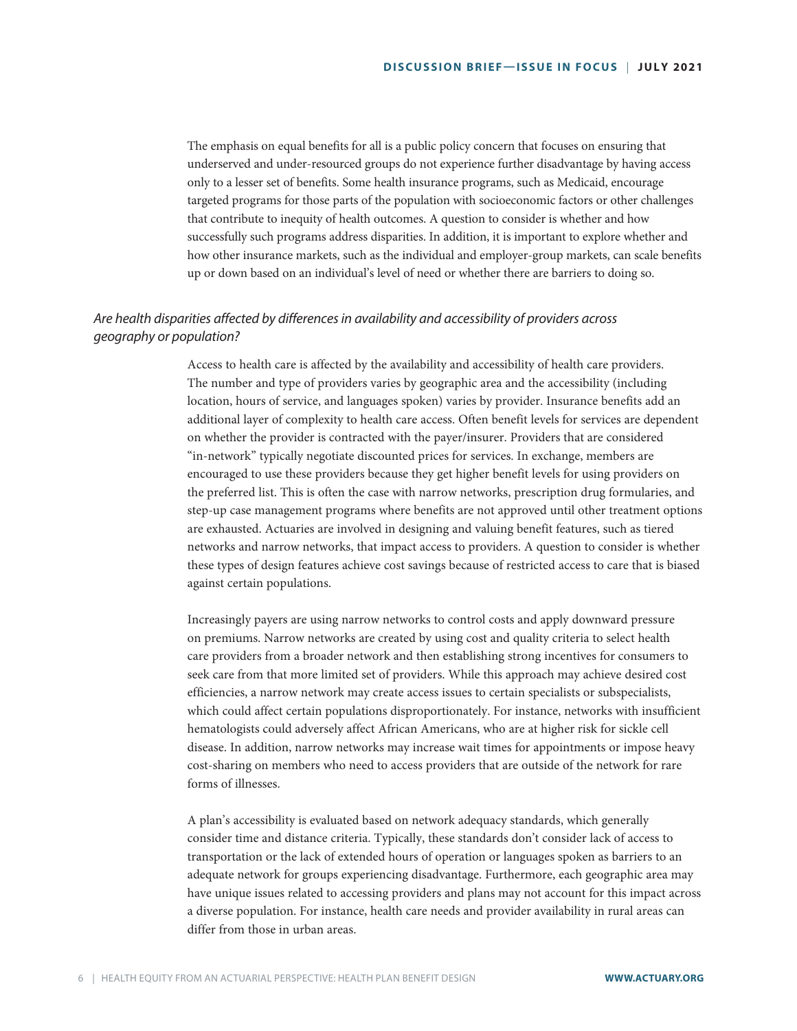The emphasis on equal benefits for all is a public policy concern that focuses on ensuring that underserved and under-resourced groups do not experience further disadvantage by having access only to a lesser set of benefits. Some health insurance programs, such as Medicaid, encourage targeted programs for those parts of the population with socioeconomic factors or other challenges that contribute to inequity of health outcomes. A question to consider is whether and how successfully such programs address disparities. In addition, it is important to explore whether and how other insurance markets, such as the individual and employer-group markets, can scale benefits up or down based on an individual's level of need or whether there are barriers to doing so.

### *Are health disparities affected by differences in availability and accessibility of providers across geography or population?*

Access to health care is affected by the availability and accessibility of health care providers. The number and type of providers varies by geographic area and the accessibility (including location, hours of service, and languages spoken) varies by provider. Insurance benefits add an additional layer of complexity to health care access. Often benefit levels for services are dependent on whether the provider is contracted with the payer/insurer. Providers that are considered "in-network" typically negotiate discounted prices for services. In exchange, members are encouraged to use these providers because they get higher benefit levels for using providers on the preferred list. This is often the case with narrow networks, prescription drug formularies, and step-up case management programs where benefits are not approved until other treatment options are exhausted. Actuaries are involved in designing and valuing benefit features, such as tiered networks and narrow networks, that impact access to providers. A question to consider is whether these types of design features achieve cost savings because of restricted access to care that is biased against certain populations.

Increasingly payers are using narrow networks to control costs and apply downward pressure on premiums. Narrow networks are created by using cost and quality criteria to select health care providers from a broader network and then establishing strong incentives for consumers to seek care from that more limited set of providers. While this approach may achieve desired cost efficiencies, a narrow network may create access issues to certain specialists or subspecialists, which could affect certain populations disproportionately. For instance, networks with insufficient hematologists could adversely affect African Americans, who are at higher risk for sickle cell disease. In addition, narrow networks may increase wait times for appointments or impose heavy cost-sharing on members who need to access providers that are outside of the network for rare forms of illnesses.

A plan's accessibility is evaluated based on network adequacy standards, which generally consider time and distance criteria. Typically, these standards don't consider lack of access to transportation or the lack of extended hours of operation or languages spoken as barriers to an adequate network for groups experiencing disadvantage. Furthermore, each geographic area may have unique issues related to accessing providers and plans may not account for this impact across a diverse population. For instance, health care needs and provider availability in rural areas can differ from those in urban areas.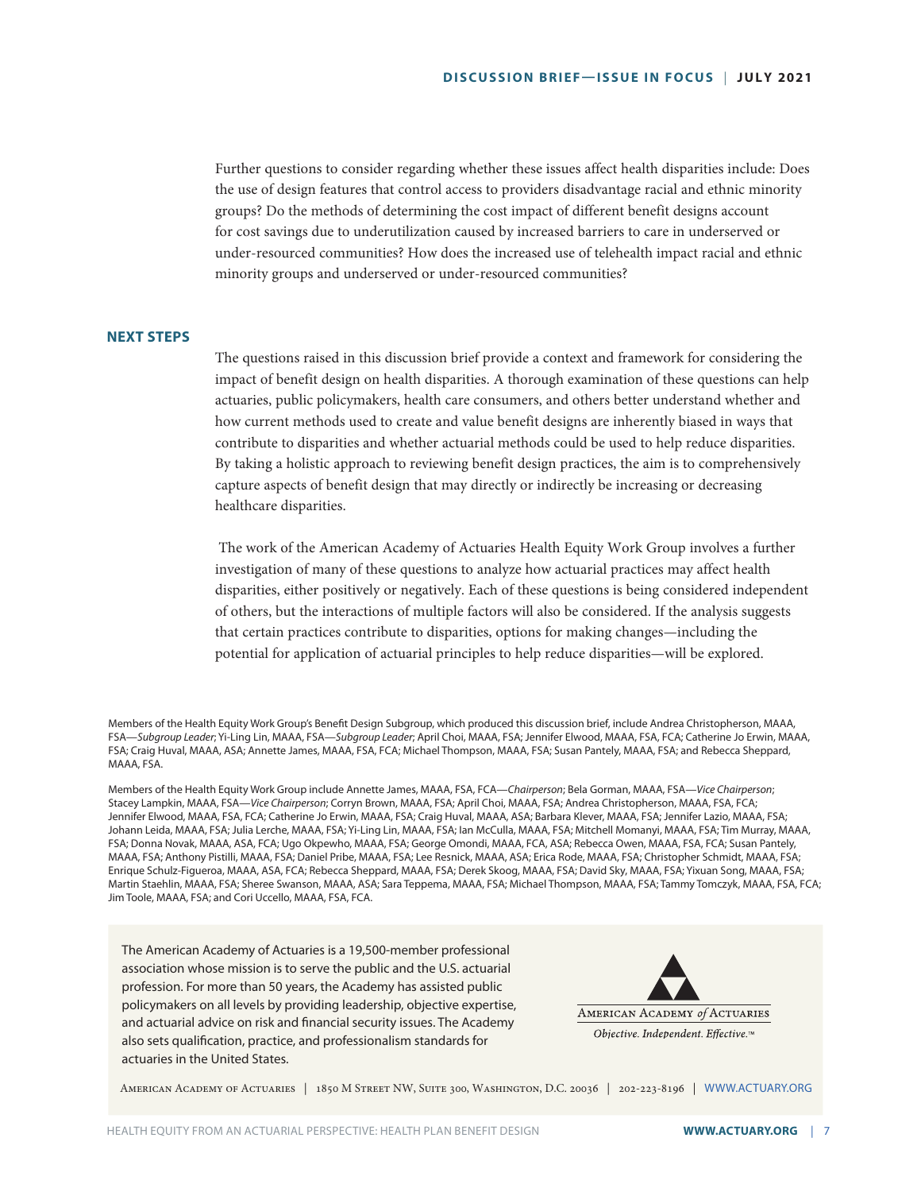Further questions to consider regarding whether these issues affect health disparities include: Does the use of design features that control access to providers disadvantage racial and ethnic minority groups? Do the methods of determining the cost impact of different benefit designs account for cost savings due to underutilization caused by increased barriers to care in underserved or under-resourced communities? How does the increased use of telehealth impact racial and ethnic minority groups and underserved or under-resourced communities?

## NEXT STEPS

The questions raised in this discussion brief provide a context and framework for considering the impact of benefit design on health disparities. A thorough examination of these questions can help actuaries, public policymakers, health care consumers, and others better understand whether and how current methods used to create and value benefit designs are inherently biased in ways that contribute to disparities and whether actuarial methods could be used to help reduce disparities. By taking a holistic approach to reviewing benefit design practices, the aim is to comprehensively capture aspects of benefit design that may directly or indirectly be increasing or decreasing healthcare disparities.

The work of the American Academy of Actuaries Health Equity Work Group involves a further investigation of many of these questions to analyze how actuarial practices may affect health disparities, either positively or negatively. Each of these questions is being considered independent of others, but the interactions of multiple factors will also be considered. If the analysis suggests that certain practices contribute to disparities, options for making changes—including the potential for application of actuarial principles to help reduce disparities—will be explored.

Members of the Health Equity Work Group's Benefit Design Subgroup, which produced this discussion brief, include Andrea Christopherson, MAAA, FSA—*Subgroup Leader*; Yi-Ling Lin, MAAA, FSA—*Subgroup Leader*; April Choi, MAAA, FSA; Jennifer Elwood, MAAA, FSA, FCA; Catherine Jo Erwin, MAAA, FSA; Craig Huval, MAAA, ASA; Annette James, MAAA, FSA, FCA; Michael Thompson, MAAA, FSA; Susan Pantely, MAAA, FSA; and Rebecca Sheppard, MAAA, FSA.

Members of the Health Equity Work Group include Annette James, MAAA, FSA, FCA—*Chairperson*; Bela Gorman, MAAA, FSA—*Vice Chairperson*; Stacey Lampkin, MAAA, FSA—*Vice Chairperson*; Corryn Brown, MAAA, FSA; April Choi, MAAA, FSA; Andrea Christopherson, MAAA, FSA, FCA; Jennifer Elwood, MAAA, FSA, FCA; Catherine Jo Erwin, MAAA, FSA; Craig Huval, MAAA, ASA; Barbara Klever, MAAA, FSA; Jennifer Lazio, MAAA, FSA; Johann Leida, MAAA, FSA; Julia Lerche, MAAA, FSA; Yi-Ling Lin, MAAA, FSA; Ian McCulla, MAAA, FSA; Mitchell Momanyi, MAAA, FSA; Tim Murray, MAAA, FSA; Donna Novak, MAAA, ASA, FCA; Ugo Okpewho, MAAA, FSA; George Omondi, MAAA, FCA, ASA; Rebecca Owen, MAAA, FSA, FCA; Susan Pantely, MAAA, FSA; Anthony Pistilli, MAAA, FSA; Daniel Pribe, MAAA, FSA; Lee Resnick, MAAA, ASA; Erica Rode, MAAA, FSA; Christopher Schmidt, MAAA, FSA; Enrique Schulz-Figueroa, MAAA, ASA, FCA; Rebecca Sheppard, MAAA, FSA; Derek Skoog, MAAA, FSA; David Sky, MAAA, FSA; Yixuan Song, MAAA, FSA; Martin Staehlin, MAAA, FSA; Sheree Swanson, MAAA, ASA; Sara Teppema, MAAA, FSA; Michael Thompson, MAAA, FSA; Tammy Tomczyk, MAAA, FSA, FCA; Jim Toole, MAAA, FSA; and Cori Uccello, MAAA, FSA, FCA.

The American Academy of Actuaries is a 19,500-member professional association whose mission is to serve the public and the U.S. actuarial profession. For more than 50 years, the Academy has assisted public policymakers on all levels by providing leadership, objective expertise, and actuarial advice on risk and financial security issues. The Academy also sets qualification, practice, and professionalism standards for actuaries in the United States.

AMERICAN ACADEMY *of* ACTUARIES

*Objective. Independent. Effective.*™

American Academy of Actuaries | 1850 M Street NW, Suite 300, Washington, D.C. 20036 | 202-223-8196 | WWW.ACTUARY.ORG